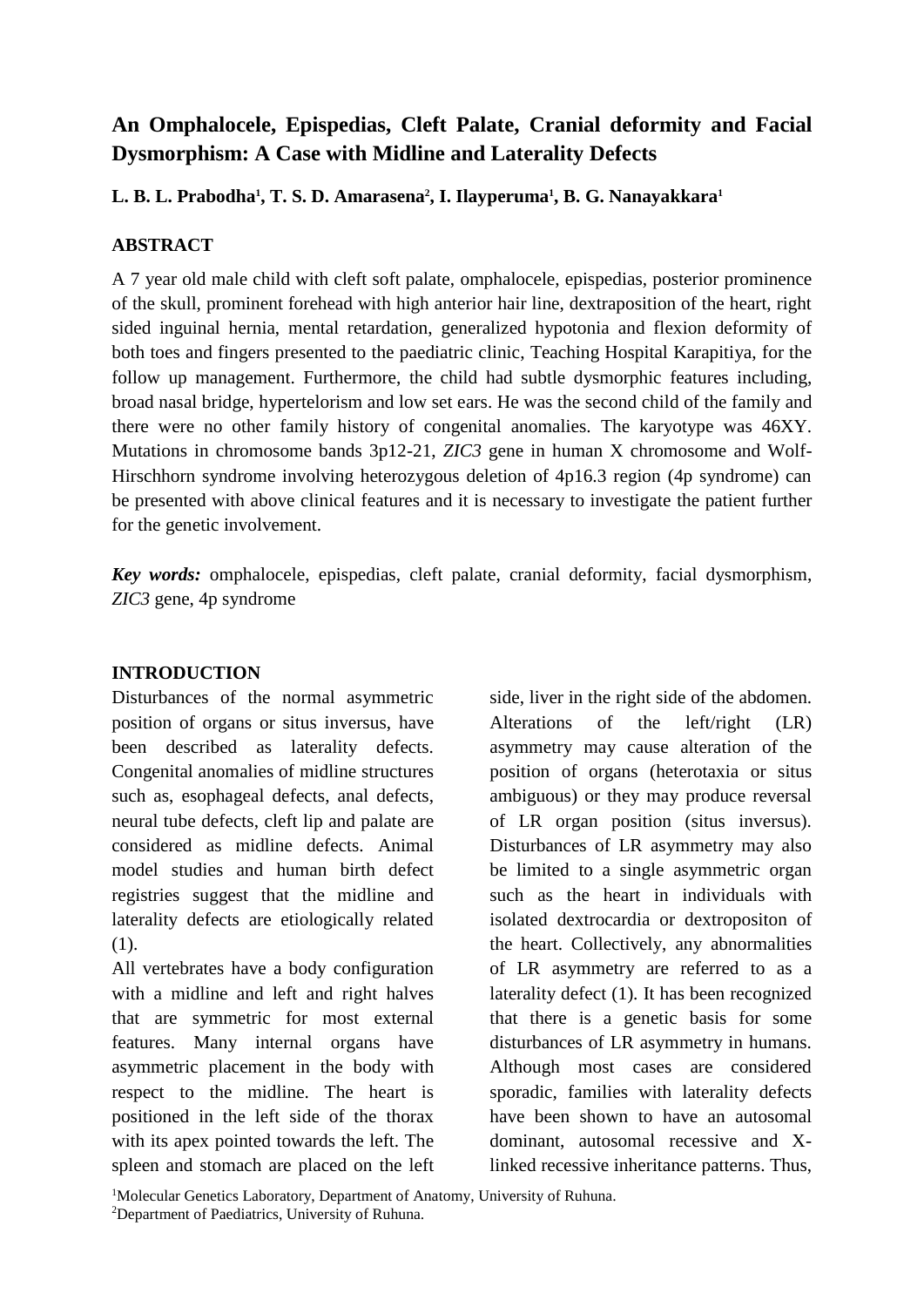# An Omphalocele, Epispedias, Cleft Palate, Cranial deformity and Facial Dysmorphism: A Case with Midline and Laterality Defects

**L. B. L. Prabodha[1], T. S. D. Amarasena[2], I. Ilayperuma[1], B. G. Nanayakkara[1]**

## ABSTRACT

A 7 year old male child with cleft soft palate, omphalocele, epispedias, posterior prominence of the skull, prominent forehead with high anterior hair line, dextraposition of the heart, right sided inguinal hernia, mental retardation, generalized hypotonia and flexion deformity of both toes and fingers presented to the paediatric clinic, Teaching Hospital Karapitiya, for the follow up management. Furthermore, the child had subtle dysmorphic features including, broad nasal bridge, hypertelorism and low set ears. He was the second child of the family and there were no other family history of congenital anomalies. The karyotype was 46XY. Mutations in chromosome bands 3p12-21, *ZIC3* gene in human X chromosome and Wolf-Hirschhorn syndrome involving heterozygous deletion of 4p16.3 region (4p syndrome) can be presented with above clinical features and it is necessary to investigate the patient further for the genetic involvement.

***Key words:*** omphalocele, epispedias, cleft palate, cranial deformity, facial dysmorphism, *ZIC3* gene, 4p syndrome

## INTRODUCTION

Disturbances of the normal asymmetric position of organs or situs inversus, have been described as laterality defects. Congenital anomalies of midline structures such as, esophageal defects, anal defects, neural tube defects, cleft lip and palate are considered as midline defects. Animal model studies and human birth defect registries suggest that the midline and laterality defects are etiologically related (1).

All vertebrates have a body configuration with a midline and left and right halves that are symmetric for most external features. Many internal organs have asymmetric placement in the body with respect to the midline. The heart is positioned in the left side of the thorax with its apex pointed towards the left. The spleen and stomach are placed on the left side, liver in the right side of the abdomen. Alterations of the left/right (LR) asymmetry may cause alteration of the position of organs (heterotaxia or situs ambiguous) or they may produce reversal of LR organ position (situs inversus). Disturbances of LR asymmetry may also be limited to a single asymmetric organ such as the heart in individuals with isolated dextrocardia or dextropositon of the heart. Collectively, any abnormalities of LR asymmetry are referred to as a laterality defect (1). It has been recognized that there is a genetic basis for some disturbances of LR asymmetry in humans. Although most cases are considered sporadic, families with laterality defects have been shown to have an autosomal dominant, autosomal recessive and X-linked recessive inheritance patterns. Thus,

[1]Molecular Genetics Laboratory, Department of Anatomy, University of Ruhuna.
[2]Department of Paediatrics, University of Ruhuna.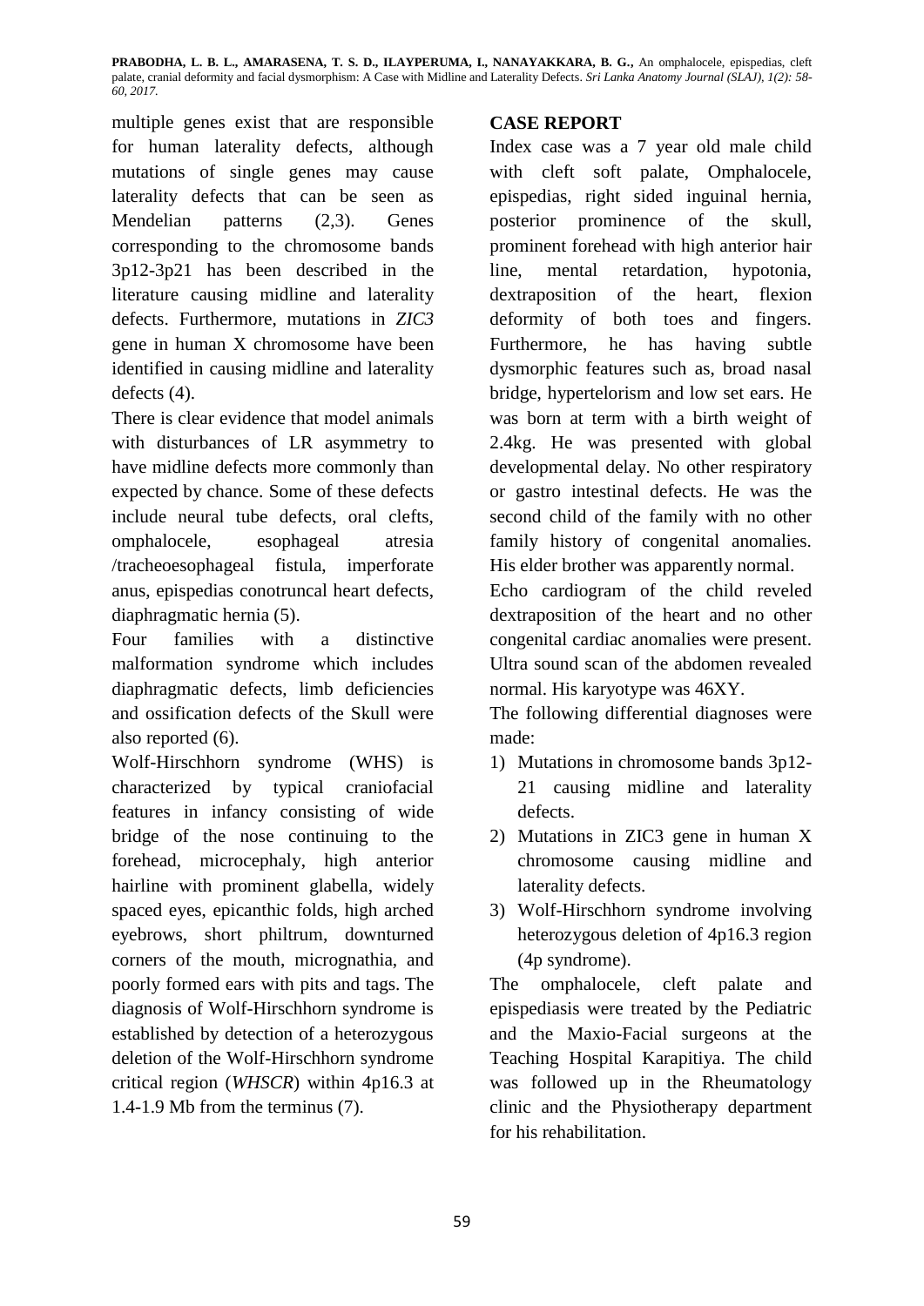multiple genes exist that are responsible for human laterality defects, although mutations of single genes may cause laterality defects that can be seen as Mendelian patterns (2,3). Genes corresponding to the chromosome bands 3p12-3p21 has been described in the literature causing midline and laterality defects. Furthermore, mutations in *ZIC3* gene in human X chromosome have been identified in causing midline and laterality defects (4).

There is clear evidence that model animals with disturbances of LR asymmetry to have midline defects more commonly than expected by chance. Some of these defects include neural tube defects, oral clefts, omphalocele, esophageal atresia /tracheoesophageal fistula, imperforate anus, epispedias conotruncal heart defects, diaphragmatic hernia (5).

Four families with a distinctive malformation syndrome which includes diaphragmatic defects, limb deficiencies and ossification defects of the Skull were also reported (6).

Wolf-Hirschhorn syndrome (WHS) is characterized by typical craniofacial features in infancy consisting of wide bridge of the nose continuing to the forehead, microcephaly, high anterior hairline with prominent glabella, widely spaced eyes, epicanthic folds, high arched eyebrows, short philtrum, downturned corners of the mouth, micrognathia, and poorly formed ears with pits and tags. The diagnosis of Wolf-Hirschhorn syndrome is established by detection of a heterozygous deletion of the Wolf-Hirschhorn syndrome critical region (*WHSCR*) within 4p16.3 at 1.4-1.9 Mb from the terminus (7).

## CASE REPORT

Index case was a 7 year old male child with cleft soft palate, Omphalocele, epispedias, right sided inguinal hernia, posterior prominence of the skull, prominent forehead with high anterior hair line, mental retardation, hypotonia, dextraposition of the heart, flexion deformity of both toes and fingers. Furthermore, he has having subtle dysmorphic features such as, broad nasal bridge, hypertelorism and low set ears. He was born at term with a birth weight of 2.4kg. He was presented with global developmental delay. No other respiratory or gastro intestinal defects. He was the second child of the family with no other family history of congenital anomalies. His elder brother was apparently normal.

Echo cardiogram of the child reveled dextraposition of the heart and no other congenital cardiac anomalies were present. Ultra sound scan of the abdomen revealed normal. His karyotype was 46XY.

The following differential diagnoses were made:

1) Mutations in chromosome bands 3p12-21 causing midline and laterality defects.
2) Mutations in ZIC3 gene in human X chromosome causing midline and laterality defects.
3) Wolf-Hirschhorn syndrome involving heterozygous deletion of 4p16.3 region (4p syndrome).

The omphalocele, cleft palate and epispediasis were treated by the Pediatric and the Maxio-Facial surgeons at the Teaching Hospital Karapitiya. The child was followed up in the Rheumatology clinic and the Physiotherapy department for his rehabilitation.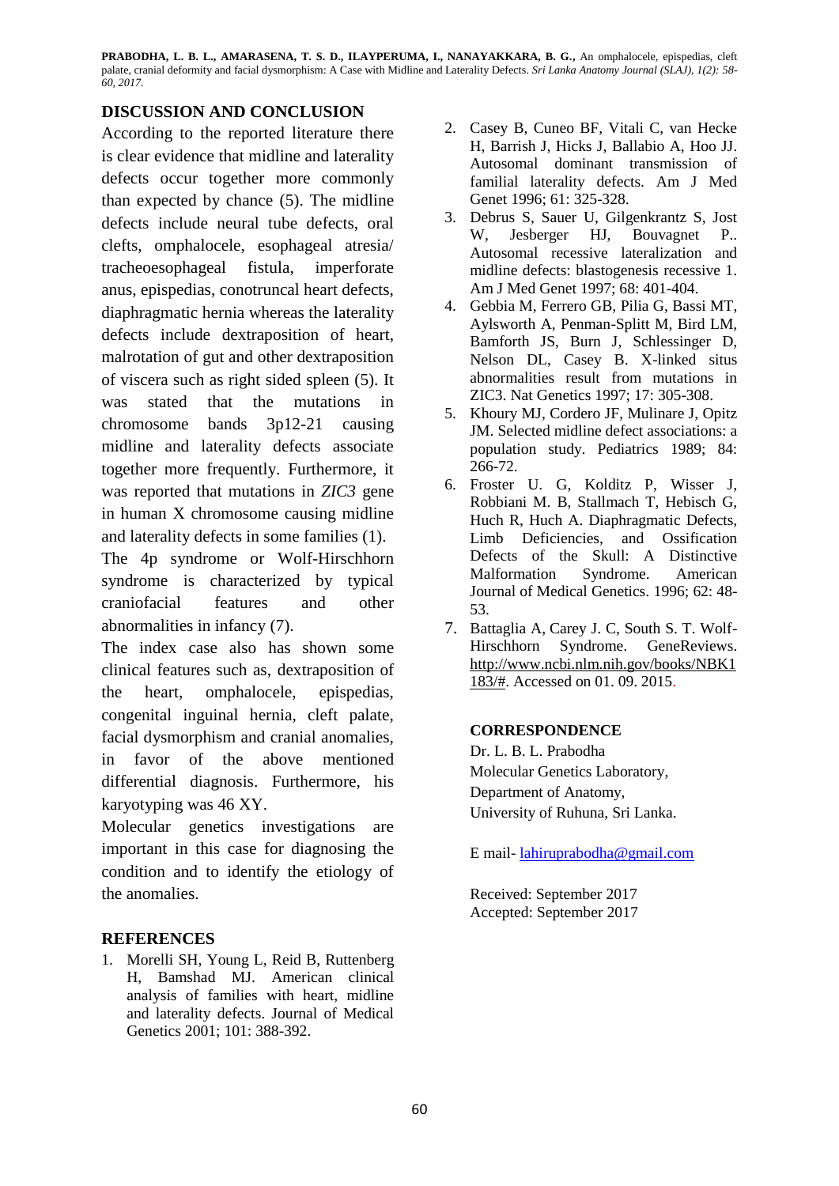## DISCUSSION AND CONCLUSION

According to the reported literature there is clear evidence that midline and laterality defects occur together more commonly than expected by chance (5). The midline defects include neural tube defects, oral clefts, omphalocele, esophageal atresia/ tracheoesophageal fistula, imperforate anus, epispedias, conotruncal heart defects, diaphragmatic hernia whereas the laterality defects include dextraposition of heart, malrotation of gut and other dextraposition of viscera such as right sided spleen (5). It was stated that the mutations in chromosome bands 3p12-21 causing midline and laterality defects associate together more frequently. Furthermore, it was reported that mutations in *ZIC3* gene in human X chromosome causing midline and laterality defects in some families (1).

The 4p syndrome or Wolf-Hirschhorn syndrome is characterized by typical craniofacial features and other abnormalities in infancy (7).

The index case also has shown some clinical features such as, dextraposition of the heart, omphalocele, epispedias, congenital inguinal hernia, cleft palate, facial dysmorphism and cranial anomalies, in favor of the above mentioned differential diagnosis. Furthermore, his karyotyping was 46 XY.

Molecular genetics investigations are important in this case for diagnosing the condition and to identify the etiology of the anomalies.

## REFERENCES

1. Morelli SH, Young L, Reid B, Ruttenberg H, Bamshad MJ. American clinical analysis of families with heart, midline and laterality defects. Journal of Medical Genetics 2001; 101: 388-392.
2. Casey B, Cuneo BF, Vitali C, van Hecke H, Barrish J, Hicks J, Ballabio A, Hoo JJ. Autosomal dominant transmission of familial laterality defects. Am J Med Genet 1996; 61: 325-328.
3. Debrus S, Sauer U, Gilgenkrantz S, Jost W, Jesberger HJ, Bouvagnet P.. Autosomal recessive lateralization and midline defects: blastogenesis recessive 1. Am J Med Genet 1997; 68: 401-404.
4. Gebbia M, Ferrero GB, Pilia G, Bassi MT, Aylsworth A, Penman-Splitt M, Bird LM, Bamforth JS, Burn J, Schlessinger D, Nelson DL, Casey B. X-linked situs abnormalities result from mutations in ZIC3. Nat Genetics 1997; 17: 305-308.
5. Khoury MJ, Cordero JF, Mulinare J, Opitz JM. Selected midline defect associations: a population study. Pediatrics 1989; 84: 266-72.
6. Froster U. G, Kolditz P, Wisser J, Robbiani M. B, Stallmach T, Hebisch G, Huch R, Huch A. Diaphragmatic Defects, Limb Deficiencies, and Ossification Defects of the Skull: A Distinctive Malformation Syndrome. American Journal of Medical Genetics. 1996; 62: 48-53.
7. Battaglia A, Carey J. C, South S. T. Wolf-Hirschhorn Syndrome. GeneReviews. http://www.ncbi.nlm.nih.gov/books/NBK1183/#. Accessed on 01. 09. 2015.

## CORRESPONDENCE

Dr. L. B. L. Prabodha
Molecular Genetics Laboratory,
Department of Anatomy,
University of Ruhuna, Sri Lanka.

E mail- lahiruprabodha@gmail.com

Received: September 2017
Accepted: September 2017